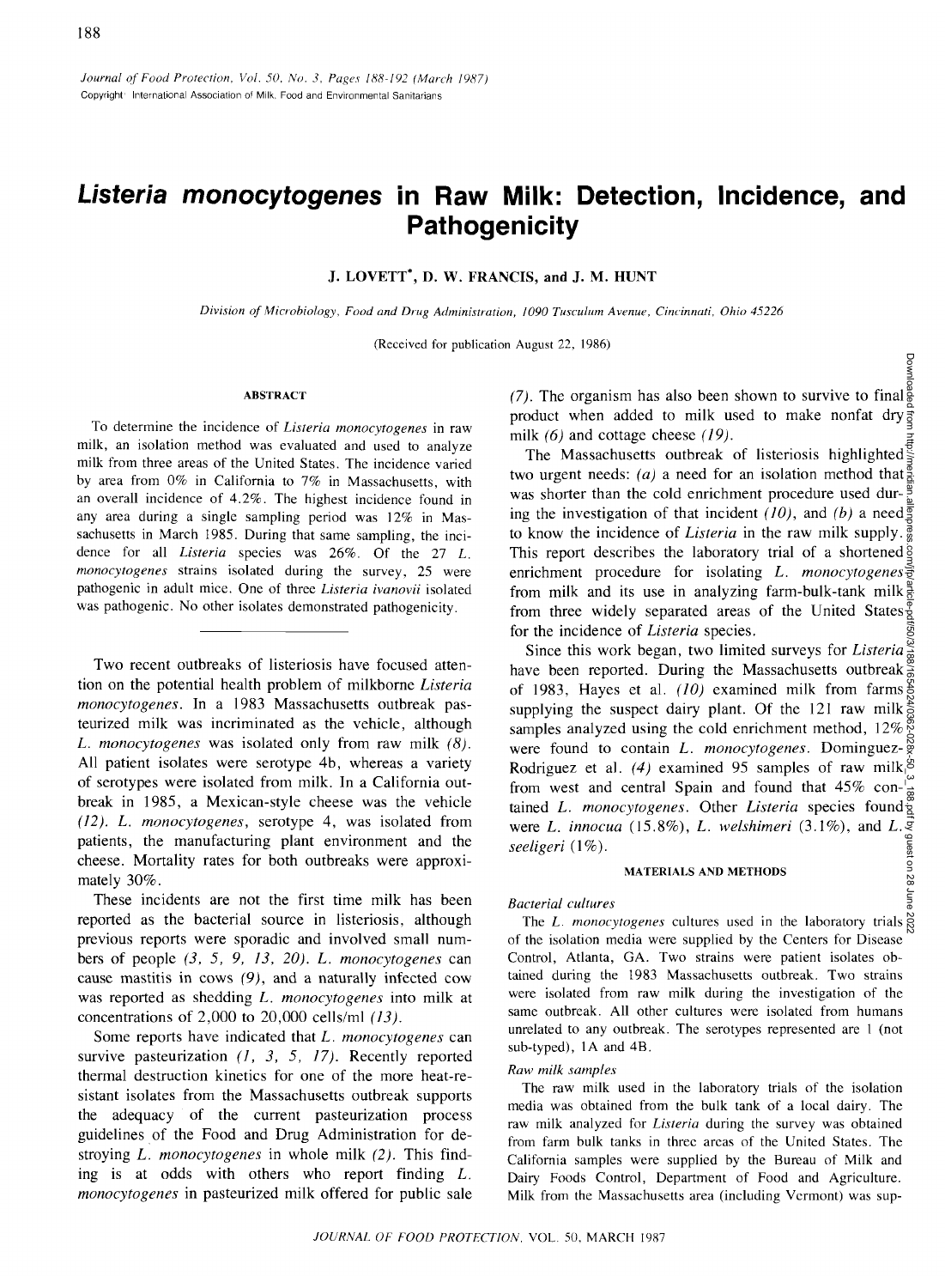Journal of Food Protection, Vol. 50, No. 3, Pages 188-192 (March 1987)
Copyright© International Association of Milk, Food and Environmental Sanitarians

# *Listeria monocytogenes* in Raw Milk: Detection, Incidence, and Pathogenicity

**J. LOVETT*, D. W. FRANCIS, and J. M. HUNT**

*Division of Microbiology, Food and Drug Administration, 1090 Tusculum Avenue, Cincinnati, Ohio 45226*

(Received for publication August 22, 1986)

## ABSTRACT

To determine the incidence of *Listeria monocytogenes* in raw milk, an isolation method was evaluated and used to analyze milk from three areas of the United States. The incidence varied by area from 0% in California to 7% in Massachusetts, with an overall incidence of 4.2%. The highest incidence found in any area during a single sampling period was 12% in Massachusetts in March 1985. During that same sampling, the incidence for all *Listeria* species was 26%. Of the 27 *L. monocytogenes* strains isolated during the survey, 25 were pathogenic in adult mice. One of three *Listeria ivanovii* isolated was pathogenic. No other isolates demonstrated pathogenicity.

Two recent outbreaks of listeriosis have focused attention on the potential health problem of milkborne *Listeria monocytogenes*. In a 1983 Massachusetts outbreak pasteurized milk was incriminated as the vehicle, although *L. monocytogenes* was isolated only from raw milk *(8)*. All patient isolates were serotype 4b, whereas a variety of serotypes were isolated from milk. In a California outbreak in 1985, a Mexican-style cheese was the vehicle *(12)*. *L. monocytogenes*, serotype 4, was isolated from patients, the manufacturing plant environment and the cheese. Mortality rates for both outbreaks were approximately 30%.

These incidents are not the first time milk has been reported as the bacterial source in listeriosis, although previous reports were sporadic and involved small numbers of people *(3, 5, 9, 13, 20)*. *L. monocytogenes* can cause mastitis in cows *(9)*, and a naturally infected cow was reported as shedding *L. monocytogenes* into milk at concentrations of 2,000 to 20,000 cells/ml *(13)*.

Some reports have indicated that *L. monocytogenes* can survive pasteurization *(1, 3, 5, 17)*. Recently reported thermal destruction kinetics for one of the more heat-resistant isolates from the Massachusetts outbreak supports the adequacy of the current pasteurization process guidelines of the Food and Drug Administration for destroying *L. monocytogenes* in whole milk *(2)*. This finding is at odds with others who report finding *L. monocytogenes* in pasteurized milk offered for public sale *(7)*. The organism has also been shown to survive to final product when added to milk used to make nonfat dry milk *(6)* and cottage cheese *(19)*.

The Massachusetts outbreak of listeriosis highlighted two urgent needs: *(a)* a need for an isolation method that was shorter than the cold enrichment procedure used during the investigation of that incident *(10)*, and *(b)* a need to know the incidence of *Listeria* in the raw milk supply. This report describes the laboratory trial of a shortened enrichment procedure for isolating *L. monocytogenes* from milk and its use in analyzing farm-bulk-tank milk from three widely separated areas of the United States for the incidence of *Listeria* species.

Since this work began, two limited surveys for *Listeria* have been reported. During the Massachusetts outbreak of 1983, Hayes et al. *(10)* examined milk from farms supplying the suspect dairy plant. Of the 121 raw milk samples analyzed using the cold enrichment method, 12% were found to contain *L. monocytogenes*. Dominguez-Rodriguez et al. *(4)* examined 95 samples of raw milk from west and central Spain and found that 45% contained *L. monocytogenes*. Other *Listeria* species found were *L. innocua* (15.8%), *L. welshimeri* (3.1%), and *L. seeligeri* (1%).

## MATERIALS AND METHODS

### *Bacterial cultures*

The *L. monocytogenes* cultures used in the laboratory trials of the isolation media were supplied by the Centers for Disease Control, Atlanta, GA. Two strains were patient isolates obtained during the 1983 Massachusetts outbreak. Two strains were isolated from raw milk during the investigation of the same outbreak. All other cultures were isolated from humans unrelated to any outbreak. The serotypes represented are 1 (not sub-typed), 1A and 4B.

### *Raw milk samples*

The raw milk used in the laboratory trials of the isolation media was obtained from the bulk tank of a local dairy. The raw milk analyzed for *Listeria* during the survey was obtained from farm bulk tanks in three areas of the United States. The California samples were supplied by the Bureau of Milk and Dairy Foods Control, Department of Food and Agriculture. Milk from the Massachusetts area (including Vermont) was sup-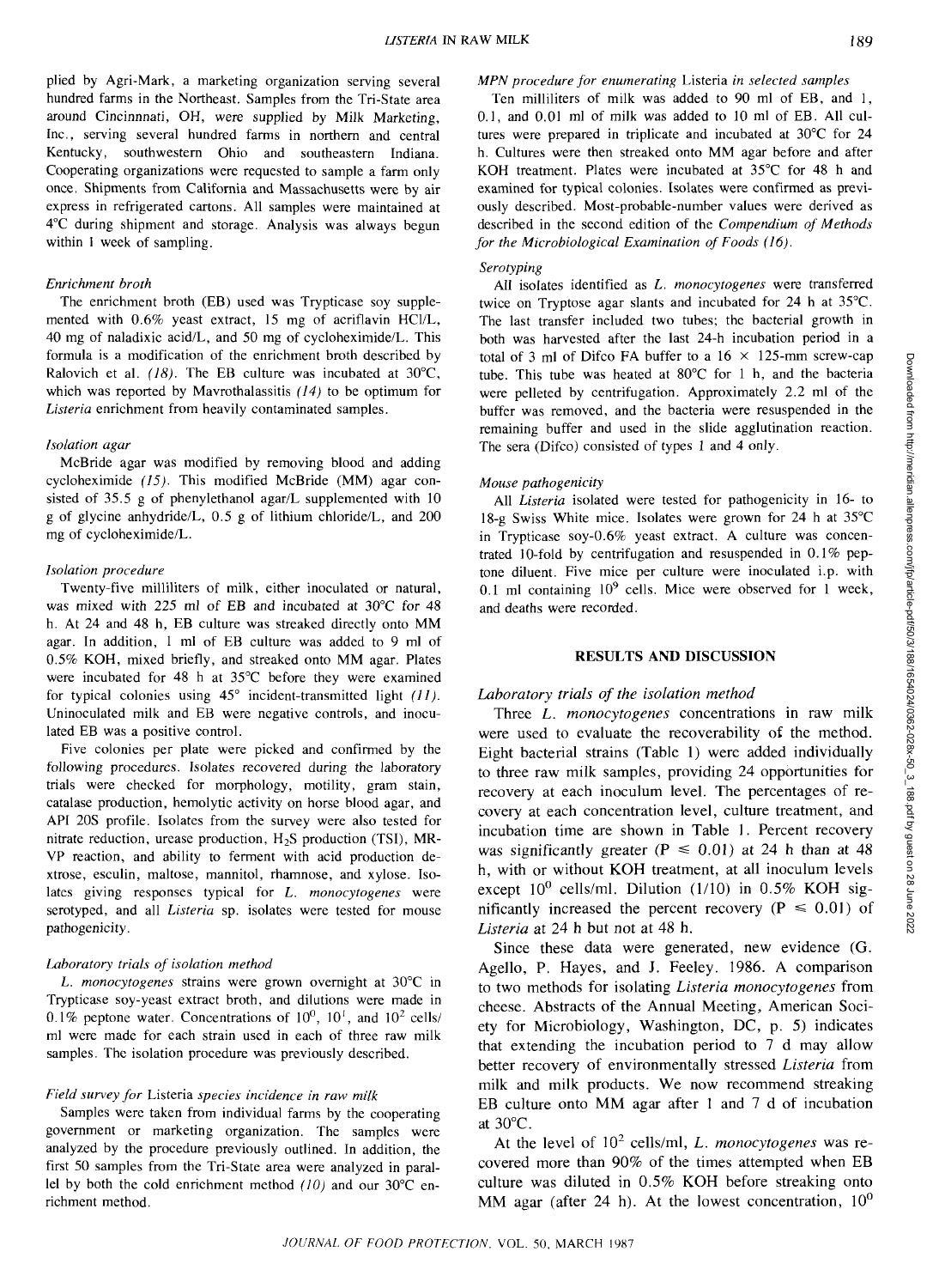plied by Agri-Mark, a marketing organization serving several hundred farms in the Northeast. Samples from the Tri-State area around Cincinnati, OH, were supplied by Milk Marketing, Inc., serving several hundred farms in northern and central Kentucky, southwestern Ohio and southeastern Indiana. Cooperating organizations were requested to sample a farm only once. Shipments from California and Massachusetts were by air express in refrigerated cartons. All samples were maintained at 4°C during shipment and storage. Analysis was always begun within 1 week of sampling.

### *Enrichment broth*

The enrichment broth (EB) used was Trypticase soy supplemented with 0.6% yeast extract, 15 mg of acriflavin HCl/L, 40 mg of naladixic acid/L, and 50 mg of cycloheximide/L. This formula is a modification of the enrichment broth described by Ralovich et al. *(18)*. The EB culture was incubated at 30°C, which was reported by Mavrothalassitis *(14)* to be optimum for *Listeria* enrichment from heavily contaminated samples.

### *Isolation agar*

McBride agar was modified by removing blood and adding cycloheximide *(15)*. This modified McBride (MM) agar consisted of 35.5 g of phenylethanol agar/L supplemented with 10 g of glycine anhydride/L, 0.5 g of lithium chloride/L, and 200 mg of cycloheximide/L.

### *Isolation procedure*

Twenty-five milliliters of milk, either inoculated or natural, was mixed with 225 ml of EB and incubated at 30°C for 48 h. At 24 and 48 h, EB culture was streaked directly onto MM agar. In addition, 1 ml of EB culture was added to 9 ml of 0.5% KOH, mixed briefly, and streaked onto MM agar. Plates were incubated for 48 h at 35°C before they were examined for typical colonies using 45° incident-transmitted light *(11)*. Uninoculated milk and EB were negative controls, and inoculated EB was a positive control.

Five colonies per plate were picked and confirmed by the following procedures. Isolates recovered during the laboratory trials were checked for morphology, motility, gram stain, catalase production, hemolytic activity on horse blood agar, and API 20S profile. Isolates from the survey were also tested for nitrate reduction, urease production, $H_2S$ production (TSI), MR-VP reaction, and ability to ferment with acid production dextrose, esculin, maltose, mannitol, rhamnose, and xylose. Isolates giving responses typical for *L. monocytogenes* were serotyped, and all *Listeria* sp. isolates were tested for mouse pathogenicity.

### *Laboratory trials of isolation method*

*L. monocytogenes* strains were grown overnight at 30°C in Trypticase soy-yeast extract broth, and dilutions were made in 0.1% peptone water. Concentrations of $10^0$, $10^1$, and $10^2$ cells/ml were made for each strain used in each of three raw milk samples. The isolation procedure was previously described.

### *Field survey for* Listeria *species incidence in raw milk*

Samples were taken from individual farms by the cooperating government or marketing organization. The samples were analyzed by the procedure previously outlined. In addition, the first 50 samples from the Tri-State area were analyzed in parallel by both the cold enrichment method *(10)* and our 30°C enrichment method.

### *MPN procedure for enumerating* Listeria *in selected samples*

Ten milliliters of milk was added to 90 ml of EB, and 1, 0.1, and 0.01 ml of milk was added to 10 ml of EB. All cultures were prepared in triplicate and incubated at 30°C for 24 h. Cultures were then streaked onto MM agar before and after KOH treatment. Plates were incubated at 35°C for 48 h and examined for typical colonies. Isolates were confirmed as previously described. Most-probable-number values were derived as described in the second edition of the *Compendium of Methods for the Microbiological Examination of Foods (16)*.

### *Serotyping*

All isolates identified as *L. monocytogenes* were transferred twice on Tryptose agar slants and incubated for 24 h at 35°C. The last transfer included two tubes; the bacterial growth in both was harvested after the last 24-h incubation period in a total of 3 ml of Difco FA buffer to a 16 × 125-mm screw-cap tube. This tube was heated at 80°C for 1 h, and the bacteria were pelleted by centrifugation. Approximately 2.2 ml of the buffer was removed, and the bacteria were resuspended in the remaining buffer and used in the slide agglutination reaction. The sera (Difco) consisted of types 1 and 4 only.

### *Mouse pathogenicity*

All *Listeria* isolated were tested for pathogenicity in 16- to 18-g Swiss White mice. Isolates were grown for 24 h at 35°C in Trypticase soy-0.6% yeast extract. A culture was concentrated 10-fold by centrifugation and resuspended in 0.1% peptone diluent. Five mice per culture were inoculated i.p. with 0.1 ml containing $10^9$ cells. Mice were observed for 1 week, and deaths were recorded.

## RESULTS AND DISCUSSION

### *Laboratory trials of the isolation method*

Three *L. monocytogenes* concentrations in raw milk were used to evaluate the recoverability of the method. Eight bacterial strains (Table 1) were added individually to three raw milk samples, providing 24 opportunities for recovery at each inoculum level. The percentages of recovery at each concentration level, culture treatment, and incubation time are shown in Table 1. Percent recovery was significantly greater ($P \leq 0.01$) at 24 h than at 48 h, with or without KOH treatment, at all inoculum levels except $10^0$ cells/ml. Dilution (1/10) in 0.5% KOH significantly increased the percent recovery ($P \leq 0.01$) of *Listeria* at 24 h but not at 48 h.

Since these data were generated, new evidence (G. Agello, P. Hayes, and J. Feeley. 1986. A comparison to two methods for isolating *Listeria monocytogenes* from cheese. Abstracts of the Annual Meeting, American Society for Microbiology, Washington, DC, p. 5) indicates that extending the incubation period to 7 d may allow better recovery of environmentally stressed *Listeria* from milk and milk products. We now recommend streaking EB culture onto MM agar after 1 and 7 d of incubation at 30°C.

At the level of $10^2$ cells/ml, *L. monocytogenes* was recovered more than 90% of the times attempted when EB culture was diluted in 0.5% KOH before streaking onto MM agar (after 24 h). At the lowest concentration, $10^0$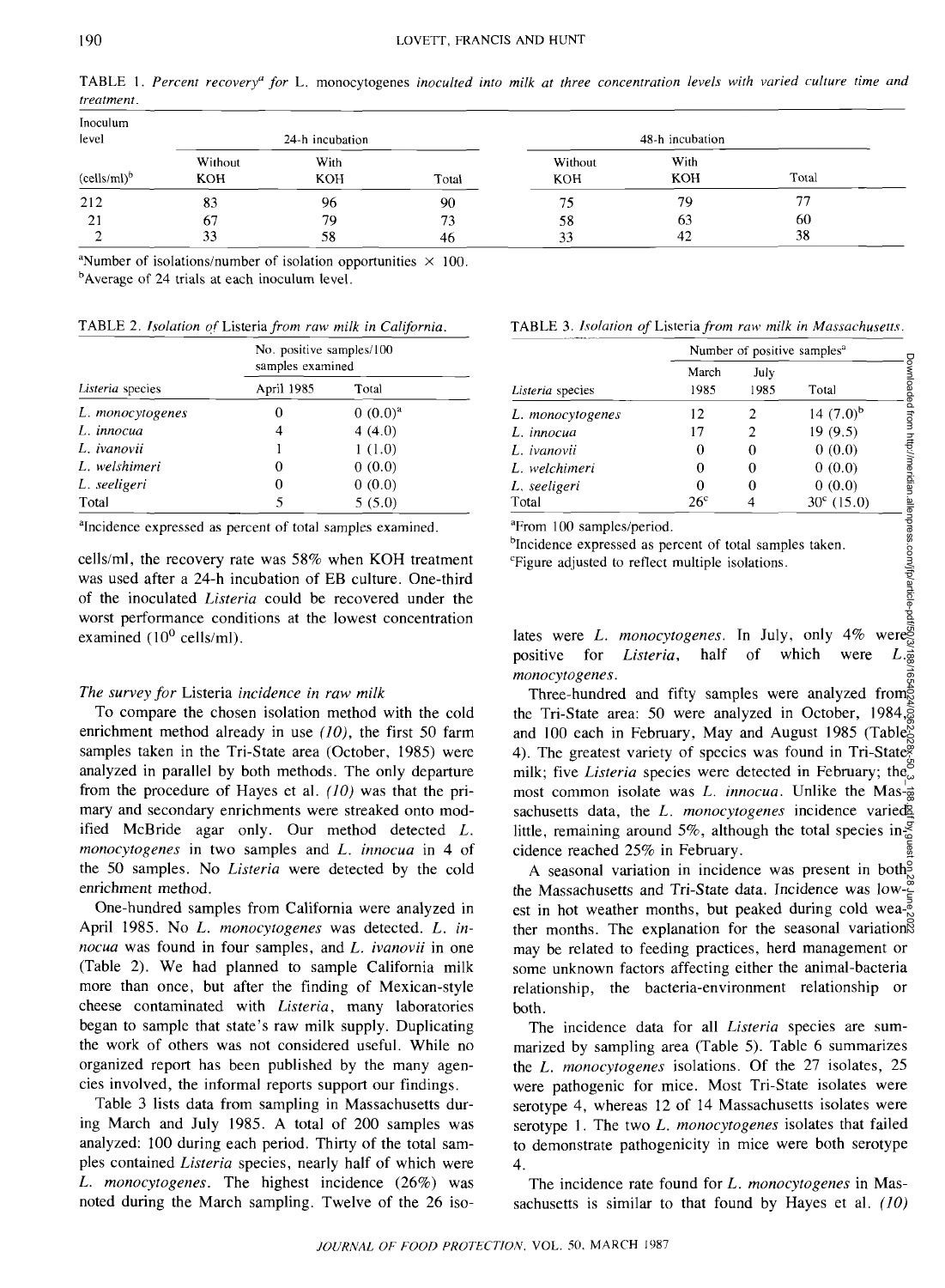TABLE 1. *Percent recovery[a] for* L. monocytogenes *inoculted into milk at three concentration levels with varied culture time and treatment.*

| Inoculum level | 24-h incubation | | | 48-h incubation | | |
|---|---|---|---|---|---|---|
| (cells/ml)[b] | Without KOH | With KOH | Total | Without KOH | With KOH | Total |
| 212 | 83 | 96 | 90 | 75 | 79 | 77 |
| 21 | 67 | 79 | 73 | 58 | 63 | 60 |
| 2 | 33 | 58 | 46 | 33 | 42 | 38 |

[a]Number of isolations/number of isolation opportunities × 100.
[b]Average of 24 trials at each inoculum level.

TABLE 2. *Isolation of* Listeria *from raw milk in California.*

| *Listeria* species | No. positive samples/100 samples examined | |
|---|---|---|
| | April 1985 | Total |
| *L. monocytogenes* | 0 | 0 (0.0)[a] |
| *L. innocua* | 4 | 4 (4.0) |
| *L. ivanovii* | 1 | 1 (1.0) |
| *L. welshimeri* | 0 | 0 (0.0) |
| *L. seeligeri* | 0 | 0 (0.0) |
| Total | 5 | 5 (5.0) |

[a]Incidence expressed as percent of total samples examined.

cells/ml, the recovery rate was 58% when KOH treatment was used after a 24-h incubation of EB culture. One-third of the inoculated *Listeria* could be recovered under the worst performance conditions at the lowest concentration examined ($10^0$ cells/ml).

### *The survey for* Listeria *incidence in raw milk*

To compare the chosen isolation method with the cold enrichment method already in use *(10)*, the first 50 farm samples taken in the Tri-State area (October, 1985) were analyzed in parallel by both methods. The only departure from the procedure of Hayes et al. *(10)* was that the primary and secondary enrichments were streaked onto modified McBride agar only. Our method detected *L. monocytogenes* in two samples and *L. innocua* in 4 of the 50 samples. No *Listeria* were detected by the cold enrichment method.

One-hundred samples from California were analyzed in April 1985. No *L. monocytogenes* was detected. *L. innocua* was found in four samples, and *L. ivanovii* in one (Table 2). We had planned to sample California milk more than once, but after the finding of Mexican-style cheese contaminated with *Listeria*, many laboratories began to sample that state's raw milk supply. Duplicating the work of others was not considered useful. While no organized report has been published by the many agencies involved, the informal reports support our findings.

Table 3 lists data from sampling in Massachusetts during March and July 1985. A total of 200 samples was analyzed: 100 during each period. Thirty of the total samples contained *Listeria* species, nearly half of which were *L. monocytogenes*. The highest incidence (26%) was noted during the March sampling. Twelve of the 26 isolates were *L. monocytogenes*. In July, only 4% were positive for *Listeria*, half of which were *L. monocytogenes*.

TABLE 3. *Isolation of* Listeria *from raw milk in Massachusetts.*

| *Listeria* species | Number of positive samples[a] | | |
|---|---|---|---|
| | March 1985 | July 1985 | Total |
| *L. monocytogenes* | 12 | 2 | 14 (7.0)[b] |
| *L. innocua* | 17 | 2 | 19 (9.5) |
| *L. ivanovii* | 0 | 0 | 0 (0.0) |
| *L. welchimeri* | 0 | 0 | 0 (0.0) |
| *L. seeligeri* | 0 | 0 | 0 (0.0) |
| Total | 26[c] | 4 | 30[c] (15.0) |

[a]From 100 samples/period.
[b]Incidence expressed as percent of total samples taken.
[c]Figure adjusted to reflect multiple isolations.

Three-hundred and fifty samples were analyzed from the Tri-State area: 50 were analyzed in October, 1984, and 100 each in February, May and August 1985 (Table 4). The greatest variety of species was found in Tri-State milk; five *Listeria* species were detected in February; the most common isolate was *L. innocua*. Unlike the Massachusetts data, the *L. monocytogenes* incidence varied little, remaining around 5%, although the total species incidence reached 25% in February.

A seasonal variation in incidence was present in both the Massachusetts and Tri-State data. Incidence was lowest in hot weather months, but peaked during cold weather months. The explanation for the seasonal variation may be related to feeding practices, herd management or some unknown factors affecting either the animal-bacteria relationship, the bacteria-environment relationship or both.

The incidence data for all *Listeria* species are summarized by sampling area (Table 5). Table 6 summarizes the *L. monocytogenes* isolations. Of the 27 isolates, 25 were pathogenic for mice. Most Tri-State isolates were serotype 4, whereas 12 of 14 Massachusetts isolates were serotype 1. The two *L. monocytogenes* isolates that failed to demonstrate pathogenicity in mice were both serotype 4.

The incidence rate found for *L. monocytogenes* in Massachusetts is similar to that found by Hayes et al. *(10)*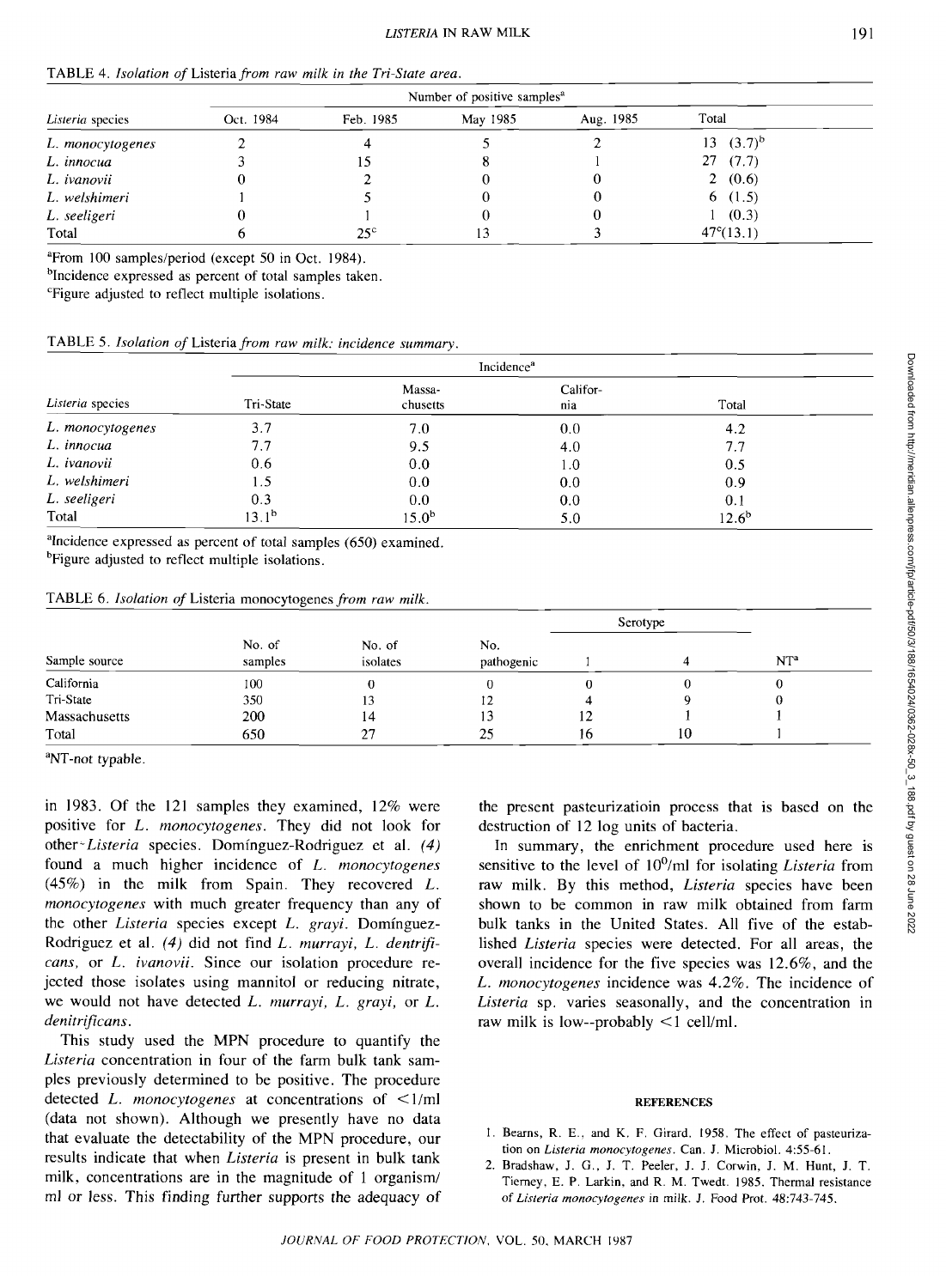TABLE 4. *Isolation of* Listeria *from raw milk in the Tri-State area.*

| *Listeria* species | Number of positive samples[a] | | | | |
|---|---|---|---|---|---|
| | Oct. 1984 | Feb. 1985 | May 1985 | Aug. 1985 | Total |
| *L. monocytogenes* | 2 | 4 | 5 | 2 | 13 (3.7)[b] |
| *L. innocua* | 3 | 15 | 8 | 1 | 27 (7.7) |
| *L. ivanovii* | 0 | 2 | 0 | 0 | 2 (0.6) |
| *L. welshimeri* | 1 | 5 | 0 | 0 | 6 (1.5) |
| *L. seeligeri* | 0 | 1 | 0 | 0 | 1 (0.3) |
| Total | 6 | 25[c] | 13 | 3 | 47[c](13.1) |

[a]From 100 samples/period (except 50 in Oct. 1984).
[b]Incidence expressed as percent of total samples taken.
[c]Figure adjusted to reflect multiple isolations.

TABLE 5. *Isolation of* Listeria *from raw milk: incidence summary.*

| *Listeria* species | Incidence[a] | | | |
|---|---|---|---|---|
| | Tri-State | Massachusetts | California | Total |
| *L. monocytogenes* | 3.7 | 7.0 | 0.0 | 4.2 |
| *L. innocua* | 7.7 | 9.5 | 4.0 | 7.7 |
| *L. ivanovii* | 0.6 | 0.0 | 1.0 | 0.5 |
| *L. welshimeri* | 1.5 | 0.0 | 0.0 | 0.9 |
| *L. seeligeri* | 0.3 | 0.0 | 0.0 | 0.1 |
| Total | 13.1[b] | 15.0[b] | 5.0 | 12.6[b] |

[a]Incidence expressed as percent of total samples (650) examined.
[b]Figure adjusted to reflect multiple isolations.

TABLE 6. *Isolation of* Listeria monocytogenes *from raw milk.*

| Sample source | No. of samples | No. of isolates | No. pathogenic | Serotype | | |
|---|---|---|---|---|---|---|
| | | | | 1 | 4 | NT[a] |
| California | 100 | 0 | 0 | 0 | 0 | 0 |
| Tri-State | 350 | 13 | 12 | 4 | 9 | 0 |
| Massachusetts | 200 | 14 | 13 | 12 | 1 | 1 |
| Total | 650 | 27 | 25 | 16 | 10 | 1 |

[a]NT-not typable.

in 1983. Of the 121 samples they examined, 12% were positive for *L. monocytogenes*. They did not look for other *Listeria* species. Domínguez-Rodriguez et al. *(4)* found a much higher incidence of *L. monocytogenes* (45%) in the milk from Spain. They recovered *L. monocytogenes* with much greater frequency than any of the other *Listeria* species except *L. grayi*. Domínguez-Rodriguez et al. *(4)* did not find *L. murrayi, L. dentrificans,* or *L. ivanovii*. Since our isolation procedure rejected those isolates using mannitol or reducing nitrate, we would not have detected *L. murrayi, L. grayi,* or *L. denitrificans*.

This study used the MPN procedure to quantify the *Listeria* concentration in four of the farm bulk tank samples previously determined to be positive. The procedure detected *L. monocytogenes* at concentrations of <1/ml (data not shown). Although we presently have no data that evaluate the detectability of the MPN procedure, our results indicate that when *Listeria* is present in bulk tank milk, concentrations are in the magnitude of 1 organism/ml or less. This finding further supports the adequacy of the present pasteurizatioin process that is based on the destruction of 12 log units of bacteria.

In summary, the enrichment procedure used here is sensitive to the level of $10^0$/ml for isolating *Listeria* from raw milk. By this method, *Listeria* species have been shown to be common in raw milk obtained from farm bulk tanks in the United States. All five of the established *Listeria* species were detected. For all areas, the overall incidence for the five species was 12.6%, and the *L. monocytogenes* incidence was 4.2%. The incidence of *Listeria* sp. varies seasonally, and the concentration in raw milk is low--probably <1 cell/ml.

## REFERENCES

1. Bearns, R. E., and K. F. Girard. 1958. The effect of pasteurization on *Listeria monocytogenes*. Can. J. Microbiol. 4:55-61.
2. Bradshaw, J. G., J. T. Peeler, J. J. Corwin, J. M. Hunt, J. T. Tierney, E. P. Larkin, and R. M. Twedt. 1985. Thermal resistance of *Listeria monocytogenes* in milk. J. Food Prot. 48:743-745.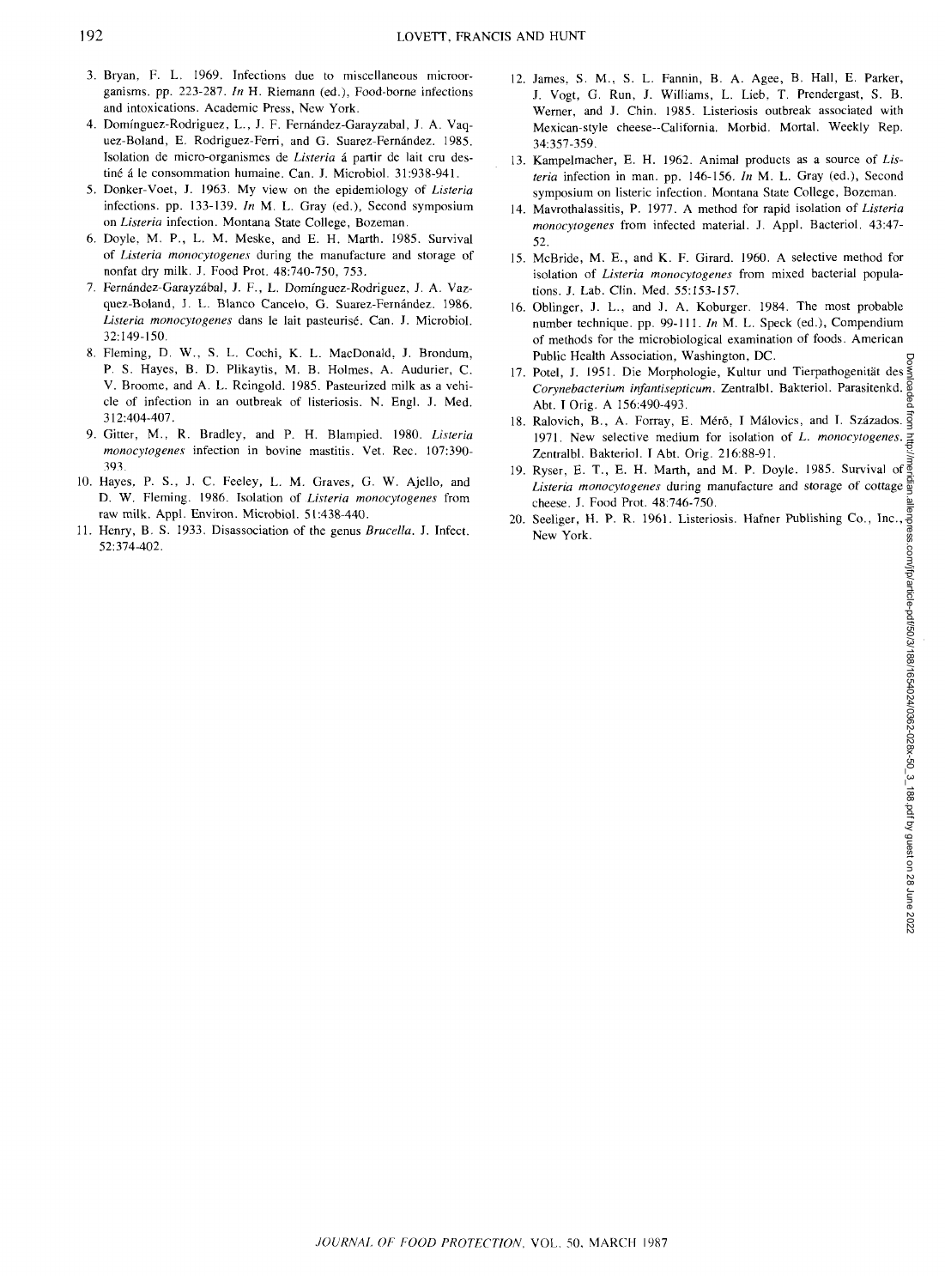3. Bryan, F. L. 1969. Infections due to miscellaneous microorganisms. pp. 223-287. *In* H. Riemann (ed.), Food-borne infections and intoxications. Academic Press, New York.
4. Domínguez-Rodriguez, L., J. F. Fernández-Garayzabal, J. A. Vaquez-Boland, E. Rodriguez-Ferri, and G. Suarez-Fernández. 1985. Isolation de micro-organismes de *Listeria* á partir de lait cru destiné á le consommation humaine. Can. J. Microbiol. 31:938-941.
5. Donker-Voet, J. 1963. My view on the epidemiology of *Listeria* infections. pp. 133-139. *In* M. L. Gray (ed.), Second symposium on *Listeria* infection. Montana State College, Bozeman.
6. Doyle, M. P., L. M. Meske, and E. H. Marth. 1985. Survival of *Listeria monocytogenes* during the manufacture and storage of nonfat dry milk. J. Food Prot. 48:740-750, 753.
7. Fernández-Garayzábal, J. F., L. Domínguez-Rodriguez, J. A. Vazquez-Boland, J. L. Blanco Cancelo, G. Suarez-Fernández. 1986. *Listeria monocytogenes* dans le lait pasteurisé. Can. J. Microbiol. 32:149-150.
8. Fleming, D. W., S. L. Cochi, K. L. MacDonald, J. Brondum, P. S. Hayes, B. D. Plikaytis, M. B. Holmes, A. Audurier, C. V. Broome, and A. L. Reingold. 1985. Pasteurized milk as a vehicle of infection in an outbreak of listeriosis. N. Engl. J. Med. 312:404-407.
9. Gitter, M., R. Bradley, and P. H. Blampied. 1980. *Listeria monocytogenes* infection in bovine mastitis. Vet. Rec. 107:390-393.
10. Hayes, P. S., J. C. Feeley, L. M. Graves, G. W. Ajello, and D. W. Fleming. 1986. Isolation of *Listeria monocytogenes* from raw milk. Appl. Environ. Microbiol. 51:438-440.
11. Henry, B. S. 1933. Disassociation of the genus *Brucella*. J. Infect. 52:374-402.
12. James, S. M., S. L. Fannin, B. A. Agee, B. Hall, E. Parker, J. Vogt, G. Run, J. Williams, L. Lieb, T. Prendergast, S. B. Werner, and J. Chin. 1985. Listeriosis outbreak associated with Mexican-style cheese--California. Morbid. Mortal. Weekly Rep. 34:357-359.
13. Kampelmacher, E. H. 1962. Animal products as a source of *Listeria* infection in man. pp. 146-156. *In* M. L. Gray (ed.), Second symposium on listeric infection. Montana State College, Bozeman.
14. Mavrothalassitis, P. 1977. A method for rapid isolation of *Listeria monocytogenes* from infected material. J. Appl. Bacteriol. 43:47-52.
15. McBride, M. E., and K. F. Girard. 1960. A selective method for isolation of *Listeria monocytogenes* from mixed bacterial populations. J. Lab. Clin. Med. 55:153-157.
16. Oblinger, J. L., and J. A. Koburger. 1984. The most probable number technique. pp. 99-111. *In* M. L. Speck (ed.), Compendium of methods for the microbiological examination of foods. American Public Health Association, Washington, DC.
17. Potel, J. 1951. Die Morphologie, Kultur und Tierpathogenität des *Corynebacterium infantisepticum*. Zentralbl. Bakteriol. Parasitenkd. Abt. I Orig. A 156:490-493.
18. Ralovich, B., A. Forray, E. Mérő, I Málovics, and I. Százados. 1971. New selective medium for isolation of *L. monocytogenes*. Zentralbl. Bakteriol. I Abt. Orig. 216:88-91.
19. Ryser, E. T., E. H. Marth, and M. P. Doyle. 1985. Survival of *Listeria monocytogenes* during manufacture and storage of cottage cheese. J. Food Prot. 48:746-750.
20. Seeliger, H. P. R. 1961. Listeriosis. Hafner Publishing Co., Inc., New York.